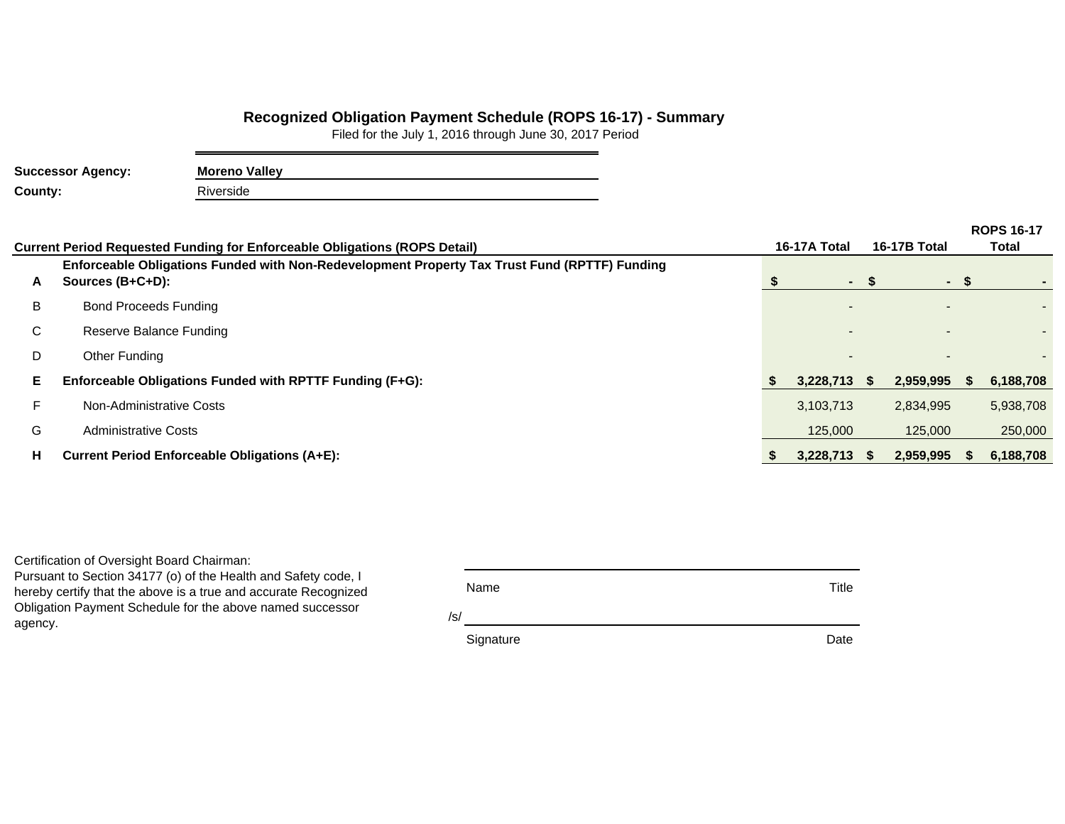# Recognized Obligation Payment Schedule (ROPS 16-17) - Summary

Filed for the July 1, 2016 through June 30, 2017 Period

**Successor Agency:** **Moreno Valley**

**County:** Riverside

| | Current Period Requested Funding for Enforceable Obligations (ROPS Detail) | 16-17A Total | 16-17B Total | ROPS 16-17 Total |
|---|---|---|---|---|
| **A** | **Enforceable Obligations Funded with Non-Redevelopment Property Tax Trust Fund (RPTTF) Funding Sources (B+C+D):** | **$ -** | **$ -** | **$ -** |
| B | Bond Proceeds Funding | - | - | - |
| C | Reserve Balance Funding | - | - | - |
| D | Other Funding | - | - | - |
| **E** | **Enforceable Obligations Funded with RPTTF Funding (F+G):** | **$ 3,228,713** | **$ 2,959,995** | **$ 6,188,708** |
| F | Non-Administrative Costs | 3,103,713 | 2,834,995 | 5,938,708 |
| G | Administrative Costs | 125,000 | 125,000 | 250,000 |
| **H** | **Current Period Enforceable Obligations (A+E):** | **$ 3,228,713** | **$ 2,959,995** | **$ 6,188,708** |

Certification of Oversight Board Chairman:
Pursuant to Section 34177 (o) of the Health and Safety code, I hereby certify that the above is a true and accurate Recognized Obligation Payment Schedule for the above named successor agency.

Name &emsp;&emsp;&emsp;&emsp; Title

/s/

Signature &emsp;&emsp;&emsp;&emsp; Date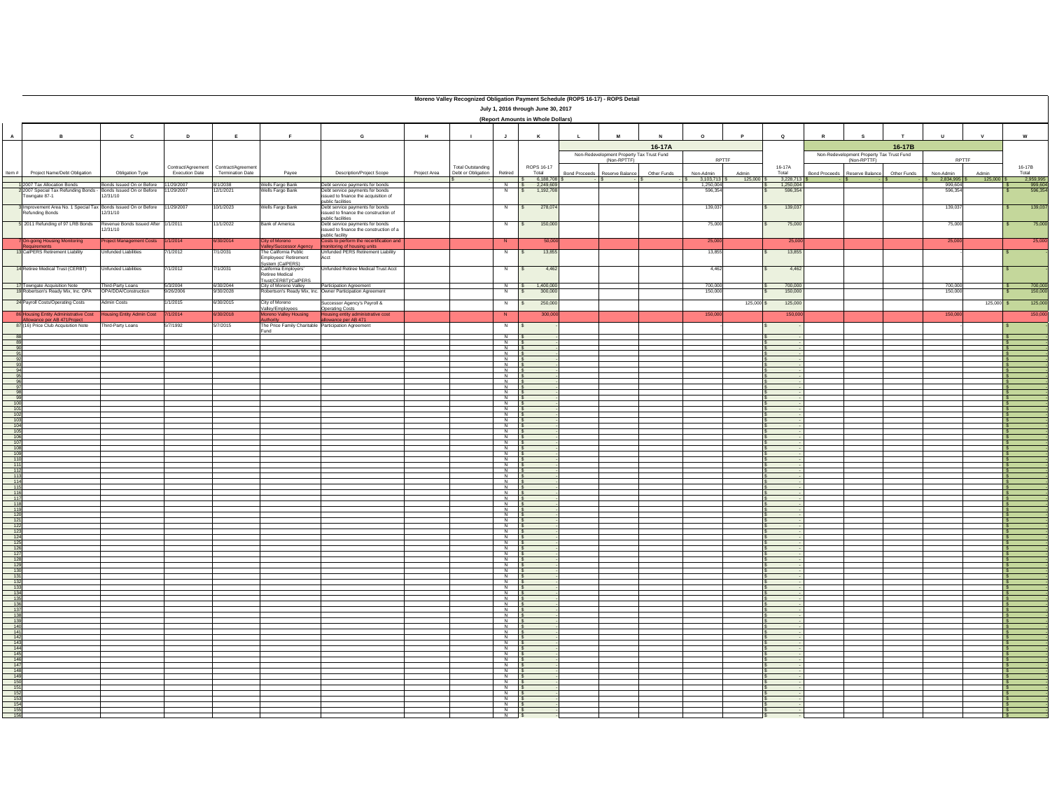# Moreno Valley Recognized Obligation Payment Schedule (ROPS 16-17) - ROPS Detail

## July 1, 2016 through June 30, 2017

### (Report Amounts in Whole Dollars)

| A | B | C | D | E | F | G | H | I | J | K | L | M | N | O | P | Q | R | S | T | U | V | W |
|---|---|---|---|---|---|---|---|---|---|---|---|---|---|---|---|---|---|---|---|---|---|---|
| | | | | | | | | | | | 16-17A | | | | | | 16-17B | | | | | |
| | | | | | | | | | | | Non-Redevelopment Property Tax Trust Fund (Non-RPTTF) | | | RPTTF | | | Non-Redevelopment Property Tax Trust Fund (Non-RPTTF) | | | RPTTF | | |
| Item # | Project Name/Debt Obligation | Obligation Type | Contract/Agreement Execution Date | Contract/Agreement Termination Date | Payee | Description/Project Scope | Project Area | Total Outstanding Debt or Obligation | Retired | ROPS 16-17 Total | Bond Proceeds | Reserve Balance | Other Funds | Non-Admin | Admin | 16-17A Total | Bond Proceeds | Reserve Balance | Other Funds | Non-Admin | Admin | 16-17B Total |
| | | | | | | | | $ - | | $ 6,188,708 | $ - | $ - | $ - | $ 3,103,713 | $ 125,000 | $ 3,228,713 | $ - | $ - | $ - | $ 2,834,995 | $ 125,000 | $ 2,959,995 |
| 1 | 2007 Tax Allocation Bonds | Bonds Issued On or Before 12/31/10 | 11/29/2007 | 8/1/2038 | Wells Fargo Bank | Debt service payments for bonds | | | N | $ 2,249,609 | | | | 1,250,004 | | $ 1,250,004 | | | | 999,604 | | $ 999,604 |
| 2 | 2007 Special Tax Refunding Bonds - Towngate 87-1 | Bonds Issued On or Before 12/31/10 | 11/29/2007 | 12/1/2021 | Wells Fargo Bank | Debt service payments for bonds issued to finance the acquisition of public facilities | | | N | $ 1,192,708 | | | | 596,354 | | $ 596,354 | | | | 596,354 | | $ 596,354 |
| 3 | Improvement Area No. 1 Special Tax Refunding Bonds | Bonds Issued On or Before 12/31/10 | 11/29/2007 | 10/1/2023 | Wells Fargo Bank | Debt service payments for bonds issued to finance the construction of public facilities | | | N | $ 278,074 | | | | 139,037 | | $ 139,037 | | | | 139,037 | | $ 139,037 |
| 5 | 2011 Refunding of 97 LRB Bonds | Revenue Bonds Issued After 12/31/10 | 1/1/2011 | 11/1/2022 | Bank of America | Debt service payments for bonds issued to finance the construction of a public facility | | | N | $ 150,000 | | | | 75,000 | | $ 75,000 | | | | 75,000 | | $ 75,000 |
| 7 | On-going Housing Monitoring Requirements | Project Management Costs | 1/1/2014 | 6/30/2014 | City of Moreno Valley/Successor Agency | Costs to perform the recertification and monitoring of housing units | | | N | 50,000 | | | | 25,000 | | 25,000 | | | | 25,000 | | 25,000 |
| 13 | CalPERS Retirement Liability | Unfunded Liabilities | 7/1/2012 | 7/1/2031 | The California Public Employees' Retirement System (CalPERS) | Unfunded PERS Retirement Liability Acct | | | N | $ 13,855 | | | | 13,855 | | $ 13,855 | | | | | | $ - |
| 14 | Retiree Medical Trust (CERBT) | Unfunded Liabilities | 7/1/2012 | 7/1/2031 | California Employers' Retiree Medical Trust(CERBT)/CalPERS | Unfunded Retiree Medical Trust Acct | | | N | $ 4,462 | | | | 4,462 | | $ 4,462 | | | | - | | $ - |
| 17 | Towngate Acquisition Note | Third-Party Loans | 5/3/2004 | 6/30/2044 | City of Moreno Valley | Participation Agreement | | | N | $ 1,400,000 | | | | 700,000 | | $ 700,000 | | | | 700,000 | | $ 700,000 |
| 19 | Robertson's Ready Mix, Inc. OPA | OPA/DDA/Construction | 9/26/2006 | 9/30/2028 | Robertson's Ready Mix, Inc. | Owner Participation Agreement | | | N | $ 300,000 | | | | 150,000 | | $ 150,000 | | | | 150,000 | | $ 150,000 |
| 24 | Payroll Costs/Operating Costs | Admin Costs | 1/1/2015 | 6/30/2015 | City of Moreno Valley/Employees | Successor Agency's Payroll & Operating Costs | | | N | $ 250,000 | | | | | 125,000 | $ 125,000 | | | | | 125,000 | $ 125,000 |
| 86 | Housing Entity Administrative Cost Allowance per AB 471Project | Housing Entity Admin Cost | 7/1/2014 | 6/30/2018 | Moreno Valley Housing Authority | Housing entity administrative cost allowance per AB 471 | | | N | 300,000 | | | | 150,000 | | 150,000 | | | | 150,000 | | 150,000 |
| 87 | (16) Price Club Acquisition Note | Third-Party Loans | 5/7/1992 | 5/7/2015 | The Price Family Charitable Fund | Participation Agreement | | | N | $ - | | | | - | | $ - | | | | - | | $ - |
| 88 | | | | | | | | | N | $ - | | | | | | $ - | | | | | | $ - |
| 89 | | | | | | | | | N | $ - | | | | | | $ - | | | | | | $ - |
| 90 | | | | | | | | | N | $ - | | | | | | $ - | | | | | | $ - |
| 91 | | | | | | | | | N | $ - | | | | | | $ - | | | | | | $ - |
| 92 | | | | | | | | | N | $ - | | | | | | $ - | | | | | | $ - |
| 93 | | | | | | | | | N | $ - | | | | | | $ - | | | | | | $ - |
| 94 | | | | | | | | | N | $ - | | | | | | $ - | | | | | | $ - |
| 95 | | | | | | | | | N | $ - | | | | | | $ - | | | | | | $ - |
| 96 | | | | | | | | | N | $ - | | | | | | $ - | | | | | | $ - |
| 97 | | | | | | | | | N | $ - | | | | | | $ - | | | | | | $ - |
| 98 | | | | | | | | | N | $ - | | | | | | $ - | | | | | | $ - |
| 99 | | | | | | | | | N | $ - | | | | | | $ - | | | | | | $ - |
| 100 | | | | | | | | | N | $ - | | | | | | $ - | | | | | | $ - |
| 101 | | | | | | | | | N | $ - | | | | | | $ - | | | | | | $ - |
| 102 | | | | | | | | | N | $ - | | | | | | $ - | | | | | | $ - |
| 103 | | | | | | | | | N | $ - | | | | | | $ - | | | | | | $ - |
| 104 | | | | | | | | | N | $ - | | | | | | $ - | | | | | | $ - |
| 105 | | | | | | | | | N | $ - | | | | | | $ - | | | | | | $ - |
| 106 | | | | | | | | | N | $ - | | | | | | $ - | | | | | | $ - |
| 107 | | | | | | | | | N | $ - | | | | | | $ - | | | | | | $ - |
| 108 | | | | | | | | | N | $ - | | | | | | $ - | | | | | | $ - |
| 109 | | | | | | | | | N | $ - | | | | | | $ - | | | | | | $ - |
| 110 | | | | | | | | | N | $ - | | | | | | $ - | | | | | | $ - |
| 111 | | | | | | | | | N | $ - | | | | | | $ - | | | | | | $ - |
| 112 | | | | | | | | | N | $ - | | | | | | $ - | | | | | | $ - |
| 113 | | | | | | | | | N | $ - | | | | | | $ - | | | | | | $ - |
| 114 | | | | | | | | | N | $ - | | | | | | $ - | | | | | | $ - |
| 115 | | | | | | | | | N | $ - | | | | | | $ - | | | | | | $ - |
| 116 | | | | | | | | | N | $ - | | | | | | $ - | | | | | | $ - |
| 117 | | | | | | | | | N | $ - | | | | | | $ - | | | | | | $ - |
| 118 | | | | | | | | | N | $ - | | | | | | $ - | | | | | | $ - |
| 119 | | | | | | | | | N | $ - | | | | | | $ - | | | | | | $ - |
| 120 | | | | | | | | | N | $ - | | | | | | $ - | | | | | | $ - |
| 121 | | | | | | | | | N | $ - | | | | | | $ - | | | | | | $ - |
| 122 | | | | | | | | | N | $ - | | | | | | $ - | | | | | | $ - |
| 123 | | | | | | | | | N | $ - | | | | | | $ - | | | | | | $ - |
| 124 | | | | | | | | | N | $ - | | | | | | $ - | | | | | | $ - |
| 125 | | | | | | | | | N | $ - | | | | | | $ - | | | | | | $ - |
| 126 | | | | | | | | | N | $ - | | | | | | $ - | | | | | | $ - |
| 127 | | | | | | | | | N | $ - | | | | | | $ - | | | | | | $ - |
| 128 | | | | | | | | | N | $ - | | | | | | $ - | | | | | | $ - |
| 129 | | | | | | | | | N | $ - | | | | | | $ - | | | | | | $ - |
| 130 | | | | | | | | | N | $ - | | | | | | $ - | | | | | | $ - |
| 131 | | | | | | | | | N | $ - | | | | | | $ - | | | | | | $ - |
| 132 | | | | | | | | | N | $ - | | | | | | $ - | | | | | | $ - |
| 133 | | | | | | | | | N | $ - | | | | | | $ - | | | | | | $ - |
| 134 | | | | | | | | | N | $ - | | | | | | $ - | | | | | | $ - |
| 135 | | | | | | | | | N | $ - | | | | | | $ - | | | | | | $ - |
| 136 | | | | | | | | | N | $ - | | | | | | $ - | | | | | | $ - |
| 137 | | | | | | | | | N | $ - | | | | | | $ - | | | | | | $ - |
| 138 | | | | | | | | | N | $ - | | | | | | $ - | | | | | | $ - |
| 139 | | | | | | | | | N | $ - | | | | | | $ - | | | | | | $ - |
| 140 | | | | | | | | | N | $ - | | | | | | $ - | | | | | | $ - |
| 141 | | | | | | | | | N | $ - | | | | | | $ - | | | | | | $ - |
| 142 | | | | | | | | | N | $ - | | | | | | $ - | | | | | | $ - |
| 143 | | | | | | | | | N | $ - | | | | | | $ - | | | | | | $ - |
| 144 | | | | | | | | | N | $ - | | | | | | $ - | | | | | | $ - |
| 145 | | | | | | | | | N | $ - | | | | | | $ - | | | | | | $ - |
| 146 | | | | | | | | | N | $ - | | | | | | $ - | | | | | | $ - |
| 147 | | | | | | | | | N | $ - | | | | | | $ - | | | | | | $ - |
| 148 | | | | | | | | | N | $ - | | | | | | $ - | | | | | | $ - |
| 149 | | | | | | | | | N | $ - | | | | | | $ - | | | | | | $ - |
| 150 | | | | | | | | | N | $ - | | | | | | $ - | | | | | | $ - |
| 151 | | | | | | | | | N | $ - | | | | | | $ - | | | | | | $ - |
| 152 | | | | | | | | | N | $ - | | | | | | $ - | | | | | | $ - |
| 153 | | | | | | | | | N | $ - | | | | | | $ - | | | | | | $ - |
| 154 | | | | | | | | | N | $ - | | | | | | $ - | | | | | | $ - |
| 155 | | | | | | | | | N | $ - | | | | | | $ - | | | | | | $ - |
| 156 | | | | | | | | | N | $ - | | | | | | $ - | | | | | | $ - |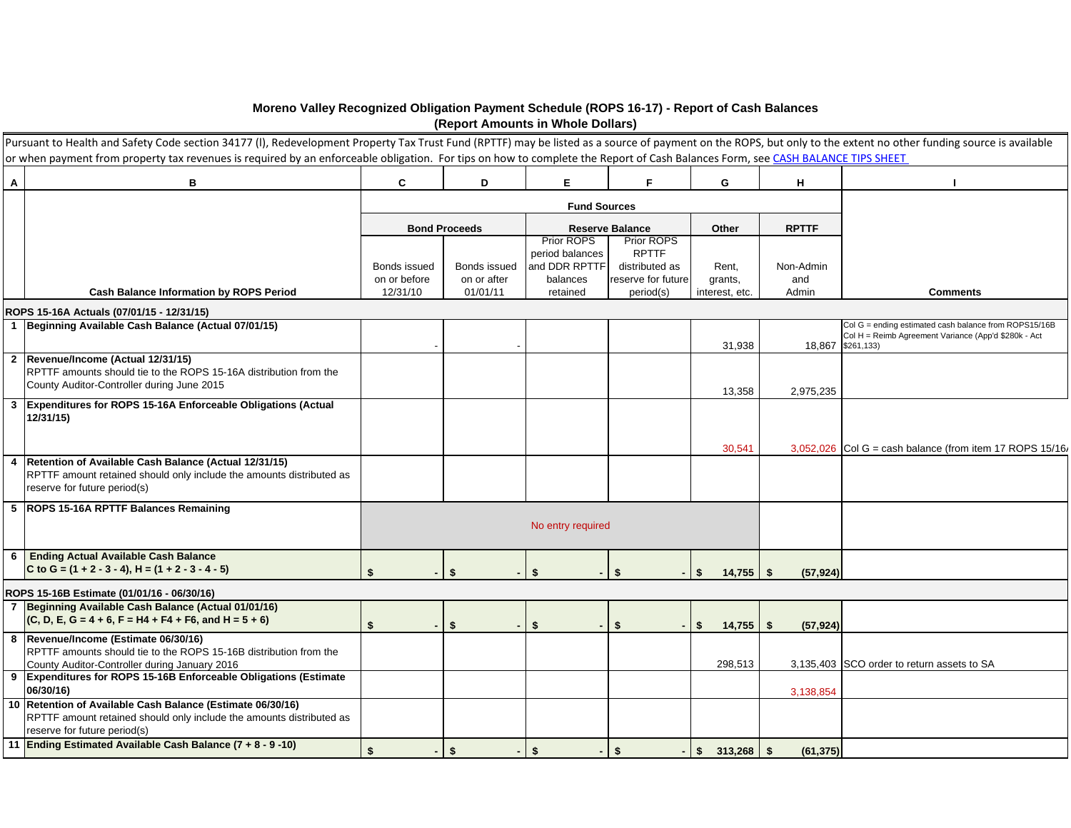# Moreno Valley Recognized Obligation Payment Schedule (ROPS 16-17) - Report of Cash Balances

## (Report Amounts in Whole Dollars)

Pursuant to Health and Safety Code section 34177 (l), Redevelopment Property Tax Trust Fund (RPTTF) may be listed as a source of payment on the ROPS, but only to the extent no other funding source is available or when payment from property tax revenues is required by an enforceable obligation. For tips on how to complete the Report of Cash Balances Form, see CASH BALANCE TIPS SHEET

| A | B | C | D | E | F | G | H | I |
|---|---|---|---|---|---|---|---|---|
| | | Fund Sources | | | | | | |
| | | Bond Proceeds | | Reserve Balance | | Other | RPTTF | |
| | Cash Balance Information by ROPS Period | Bonds issued on or before 12/31/10 | Bonds issued on or after 01/01/11 | Prior ROPS period balances and DDR RPTTF balances retained | Prior ROPS RPTTF distributed as reserve for future period(s) | Rent, grants, interest, etc. | Non-Admin and Admin | Comments |
| **ROPS 15-16A Actuals (07/01/15 - 12/31/15)** | | | | | | | | |
| 1 | **Beginning Available Cash Balance (Actual 07/01/15)** | - | - | | | 31,938 | 18,867 | Col G = ending estimated cash balance from ROPS15/16B Col H = Reimb Agreement Variance (App'd $280k - Act $261,133) |
| 2 | **Revenue/Income (Actual 12/31/15)** RPTTF amounts should tie to the ROPS 15-16A distribution from the County Auditor-Controller during June 2015 | | | | | 13,358 | 2,975,235 | |
| 3 | **Expenditures for ROPS 15-16A Enforceable Obligations (Actual 12/31/15)** | | | | | 30,541 | 3,052,026 | Col G = cash balance (from item 17 ROPS 15/16/ |
| 4 | **Retention of Available Cash Balance (Actual 12/31/15)** RPTTF amount retained should only include the amounts distributed as reserve for future period(s) | | | | | | | |
| 5 | **ROPS 15-16A RPTTF Balances Remaining** | No entry required | | | | | | |
| 6 | **Ending Actual Available Cash Balance** **C to G = (1 + 2 - 3 - 4), H = (1 + 2 - 3 - 4 - 5)** | $ - | $ - | $ - | $ - | $ 14,755 | $ (57,924) | |
| **ROPS 15-16B Estimate (01/01/16 - 06/30/16)** | | | | | | | | |
| 7 | **Beginning Available Cash Balance (Actual 01/01/16)** **(C, D, E, G = 4 + 6, F = H4 + F4 + F6, and H = 5 + 6)** | $ - | $ - | $ - | $ - | $ 14,755 | $ (57,924) | |
| 8 | **Revenue/Income (Estimate 06/30/16)** RPTTF amounts should tie to the ROPS 15-16B distribution from the County Auditor-Controller during January 2016 | | | | | 298,513 | 3,135,403 | SCO order to return assets to SA |
| 9 | **Expenditures for ROPS 15-16B Enforceable Obligations (Estimate 06/30/16)** | | | | | | 3,138,854 | |
| 10 | **Retention of Available Cash Balance (Estimate 06/30/16)** RPTTF amount retained should only include the amounts distributed as reserve for future period(s) | | | | | | | |
| 11 | **Ending Estimated Available Cash Balance (7 + 8 - 9 -10)** | $ - | $ - | $ - | $ - | $ 313,268 | $ (61,375) | |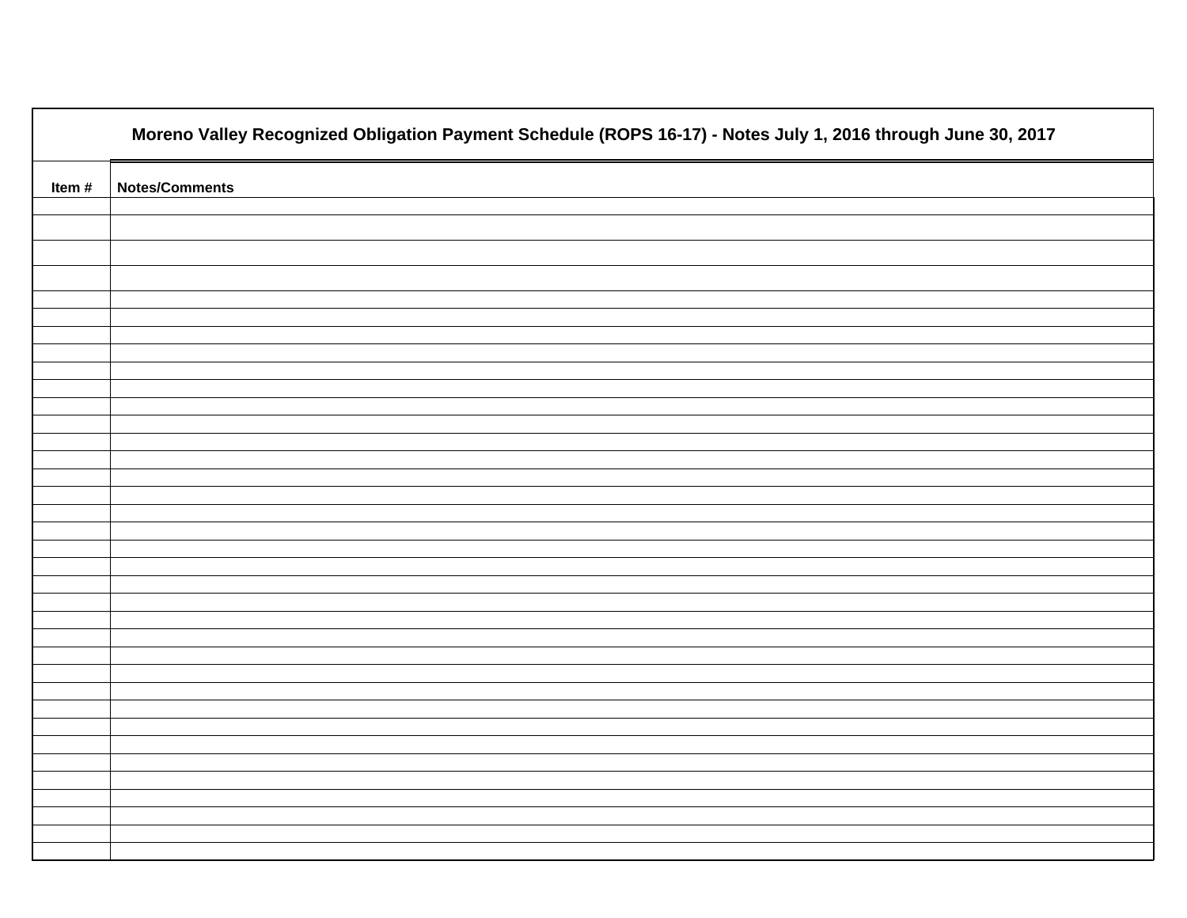| Moreno Valley Recognized Obligation Payment Schedule (ROPS 16-17) - Notes July 1, 2016 through June 30, 2017 | |
|---|---|
| **Item #** | **Notes/Comments** |
| | |